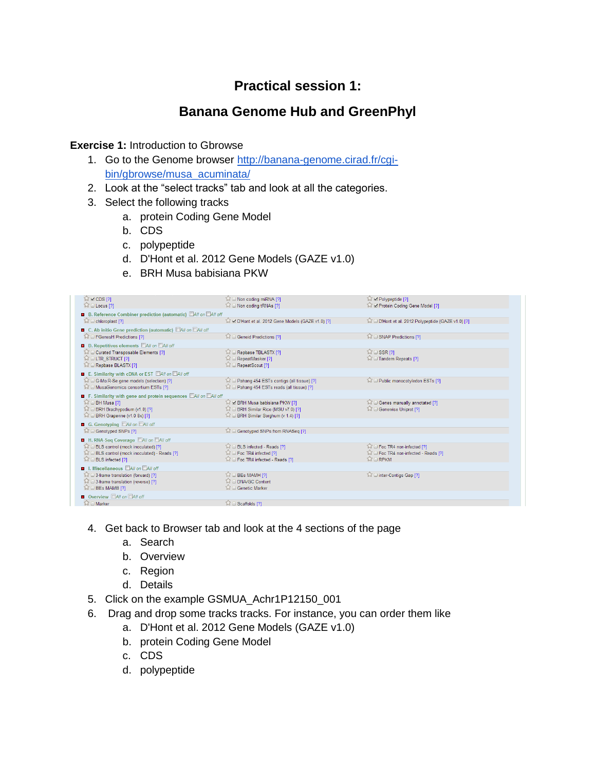# Practical session 1:

## Banana Genome Hub and GreenPhyl

**Exercise 1:** Introduction to Gbrowse

1. Go to the Genome browser http://banana-genome.cirad.fr/cgi-bin/gbrowse/musa_acuminata/
2. Look at the "select tracks" tab and look at all the categories.
3. Select the following tracks
   a. protein Coding Gene Model
   b. CDS
   c. polypeptide
   d. D'Hont et al. 2012 Gene Models (GAZE v1.0)
   e. BRH Musa babisiana PKW

4. Get back to Browser tab and look at the 4 sections of the page
   a. Search
   b. Overview
   c. Region
   d. Details
5. Click on the example GSMUA_Achr1P12150_001
6. Drag and drop some tracks tracks. For instance, you can order them like
   a. D'Hont et al. 2012 Gene Models (GAZE v1.0)
   b. protein Coding Gene Model
   c. CDS
   d. polypeptide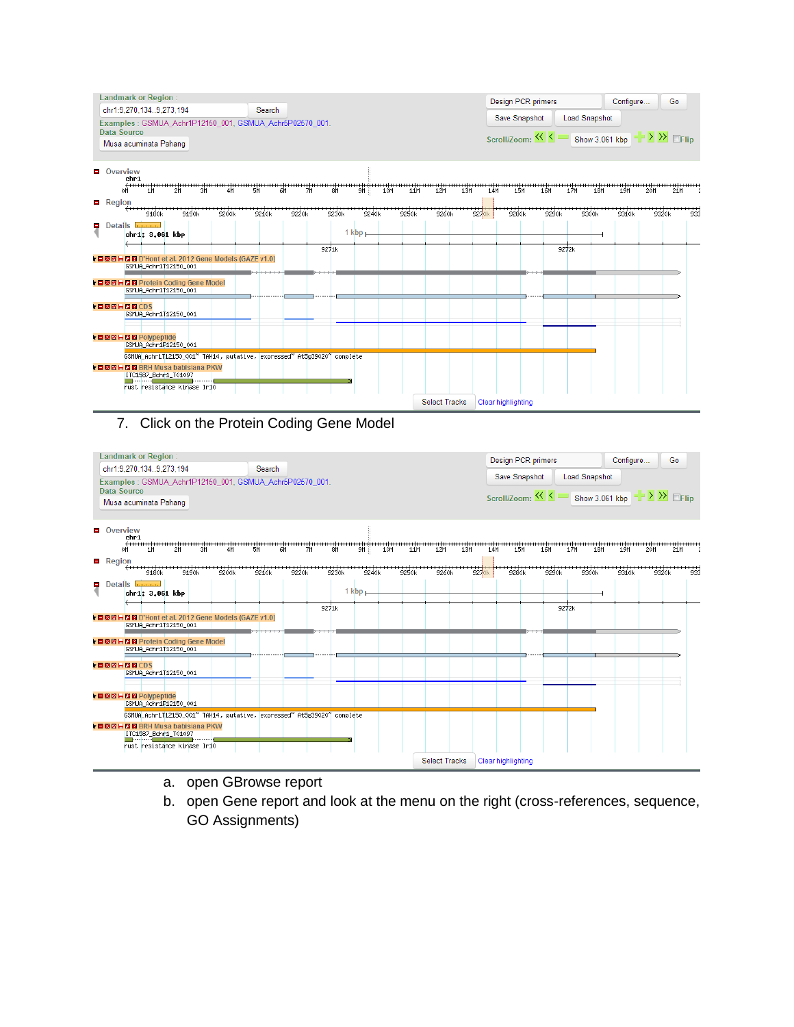7. Click on the Protein Coding Gene Model

   a. open GBrowse report
   b. open Gene report and look at the menu on the right (cross-references, sequence, GO Assignments)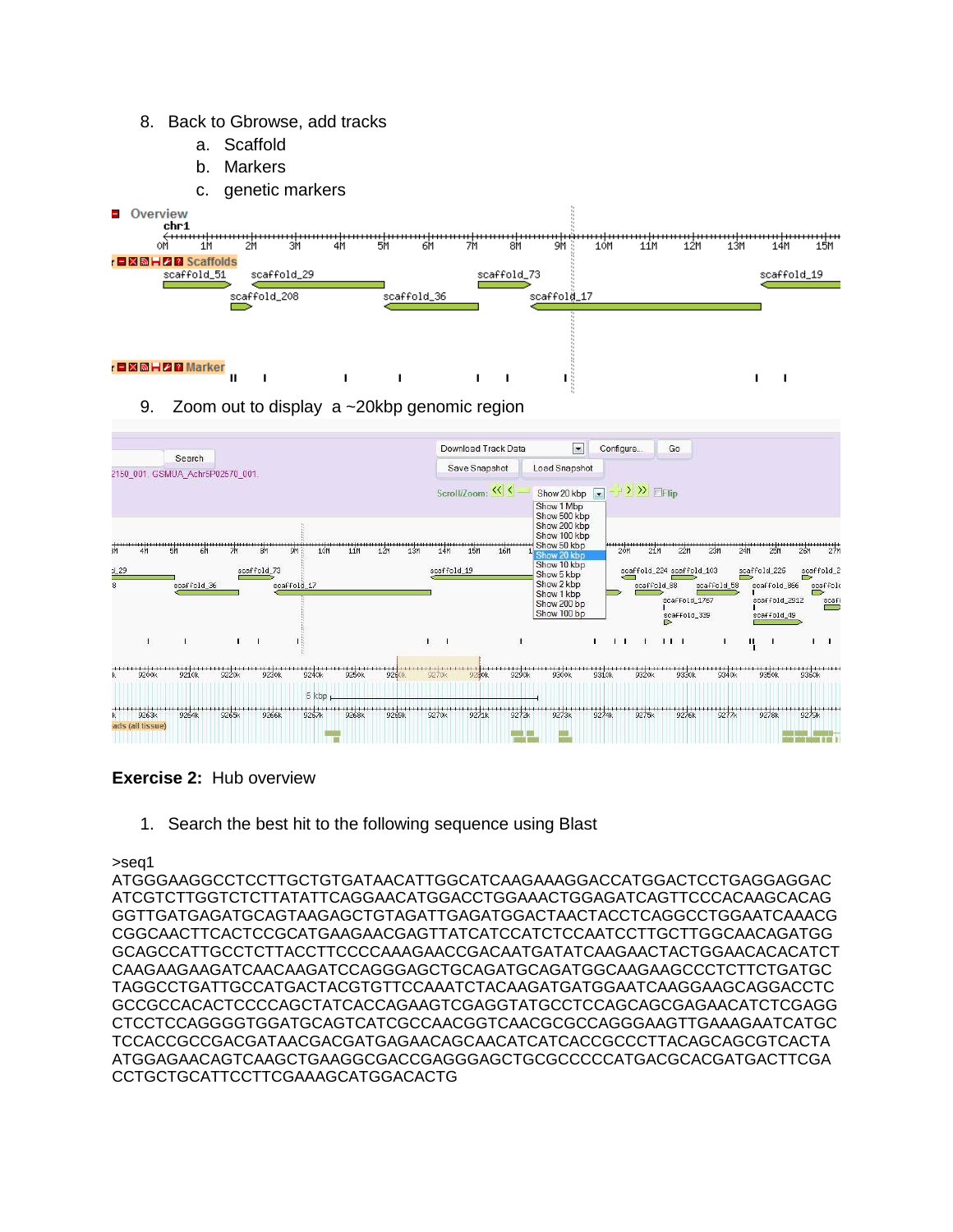8. Back to Gbrowse, add tracks
    a. Scaffold
    b. Markers
    c. genetic markers

9. Zoom out to display a ~20kbp genomic region

**Exercise 2:** Hub overview

1. Search the best hit to the following sequence using Blast

```
>seq1
ATGGAAGGCCTCCTTGCTGTGATAACATTGGCATCAAGAAAGGACCATGGACTCCTGAGGAGGAC
ATCGTCTTGGTCTCTTATATTCAGGAACATGGACCTGGAAACTGGAGATCAGTTCCCACAAGCACAG
GGTTGATGAGATGCAGTAAGAGCTGTAGATTGAGATGGACTAACTACCTCAGGCCTGGAATCAAACG
CGGCAACTTCACTCCGCATGAAGAACGAGTTATCATCCATCTCCAATCCTTGCTTGGCAACAGATGG
GCAGCCATTGCCTCTTACCTTCCCCAAAGAACCGACAATGATATCAAGAACTACTGGAACACACATCT
CAAGAAGAAGATCAACAAGATCCAGGGAGCTGCAGATGCAGATGGCAAGAAGCCCTCTTCTGATGC
TAGGCCTGATTGCCATGACTACGTGTTCCAAATCTACAAGATGATGGAATCAAGGAAGCAGGACCTC
GCCGCCACACTCCCCAGCTATCACCAGAAGTCGAGGTATGCCTCCAGCAGCGAGAACATCTCGAGG
CTCCTCCAGGGGTGGATGCAGTCATCGCCAACGGTCAACGCGCCAGGGAAGTTGAAGAATCATGC
TCCACCGCCGACGATAACGACGATGAGAACAGCAACATCATCACCGCCCTTACAGCAGCGTCACTA
ATGGAGAACAGTCAAGCTGAAGGCGACCGAGGGAGCTGCGCCCCCATGACGCACGATGACTTCGA
CCTGCTGCATTCCTTCGAAAGCATGGACACTG
```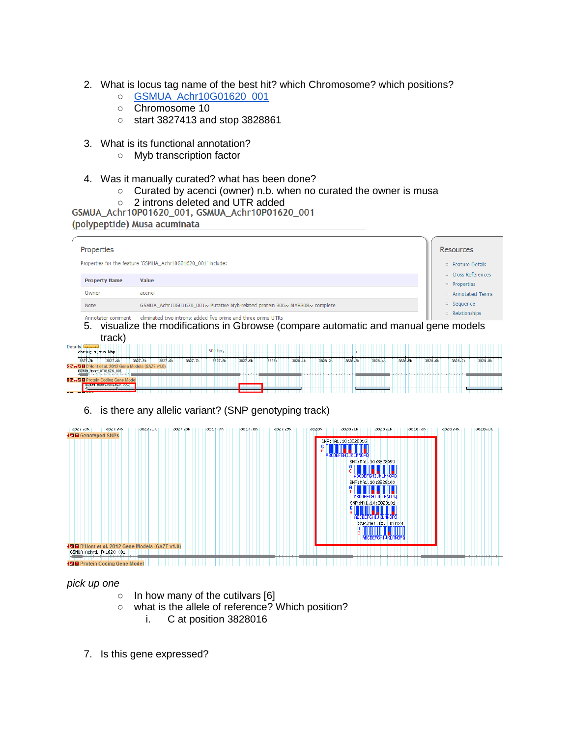2. What is locus tag name of the best hit? which Chromosome? which positions?
    - GSMUA_Achr10G01620_001
    - Chromosome 10
    - start 3827413 and stop 3828861

3. What is its functional annotation?
    - Myb transcription factor

4. Was it manually curated? what has been done?
    - Curated by acenci (owner) n.b. when no curated the owner is musa
    - 2 introns deleted and UTR added

**GSMUA_Achr10P01620_001, GSMUA_Achr10P01620_001 (polypeptide) Musa acuminata**

**Properties**

Properties for the feature 'GSMUA_Achr10G01620_001' include:

| Property Name | Value |
| --- | --- |
| Owner | acenci |
| Note | GSMUA_Achr10G01620_001~ Putative Myb-related protein 306~ MYB306~ complete |
| Annotator comment | eliminated two introns; added five prime and three prime UTRs |

**Resources**

- Feature Details
- Cross References
- Properties
- Annotated Terms
- Sequence
- Relationships

5. visualize the modifications in Gbrowse (compare automatic and manual gene models track)

6. is there any allelic variant? (SNP genotyping track)

*pick up one*

- In how many of the cutilvars [6]
- what is the allele of reference? Which position?
    i. C at position 3828016

7. Is this gene expressed?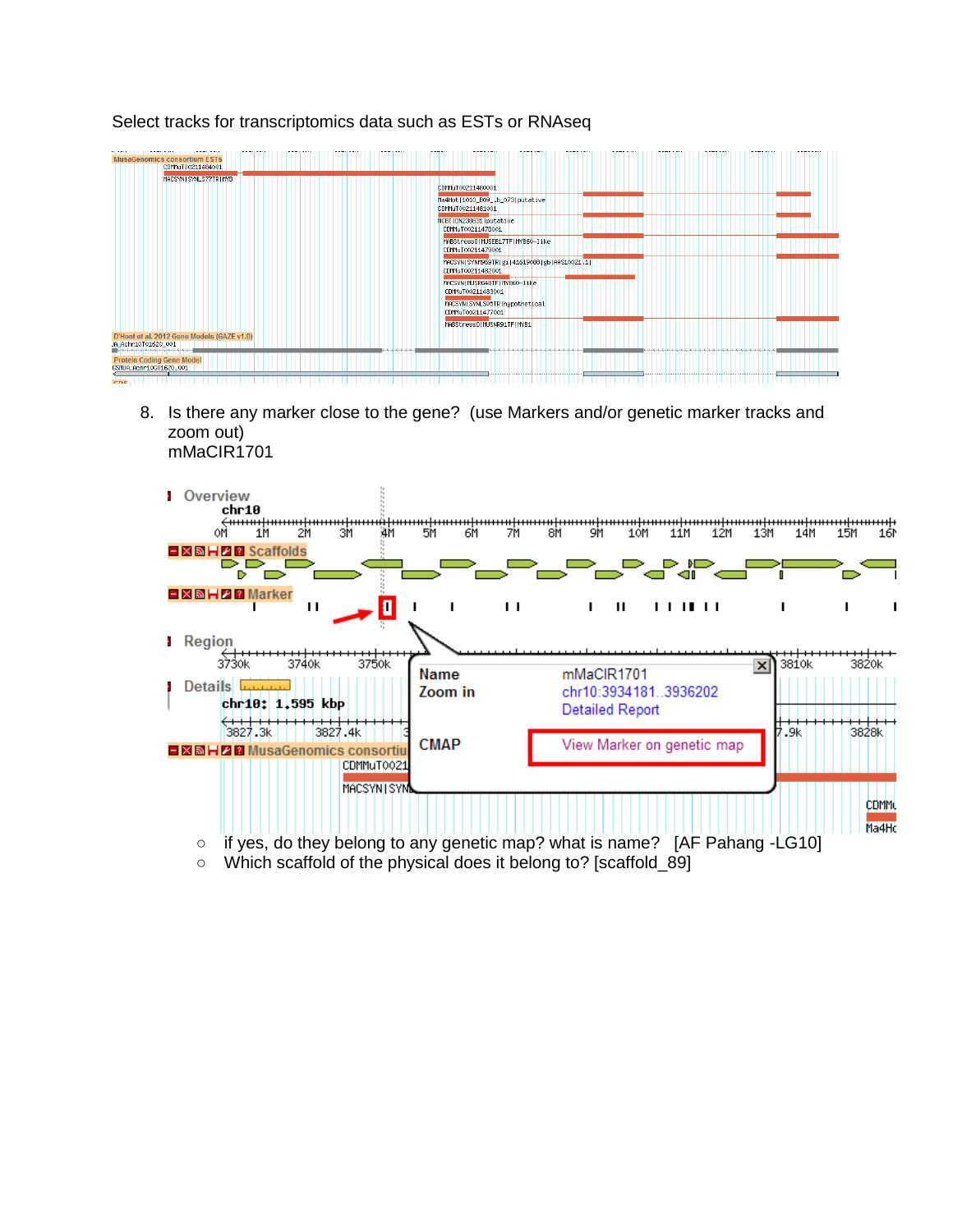Select tracks for transcriptomics data such as ESTs or RNAseq

8. Is there any marker close to the gene? (use Markers and/or genetic marker tracks and zoom out)
   mMaCIR1701

   - if yes, do they belong to any genetic map? what is name? [AF Pahang -LG10]
   - Which scaffold of the physical does it belong to? [scaffold_89]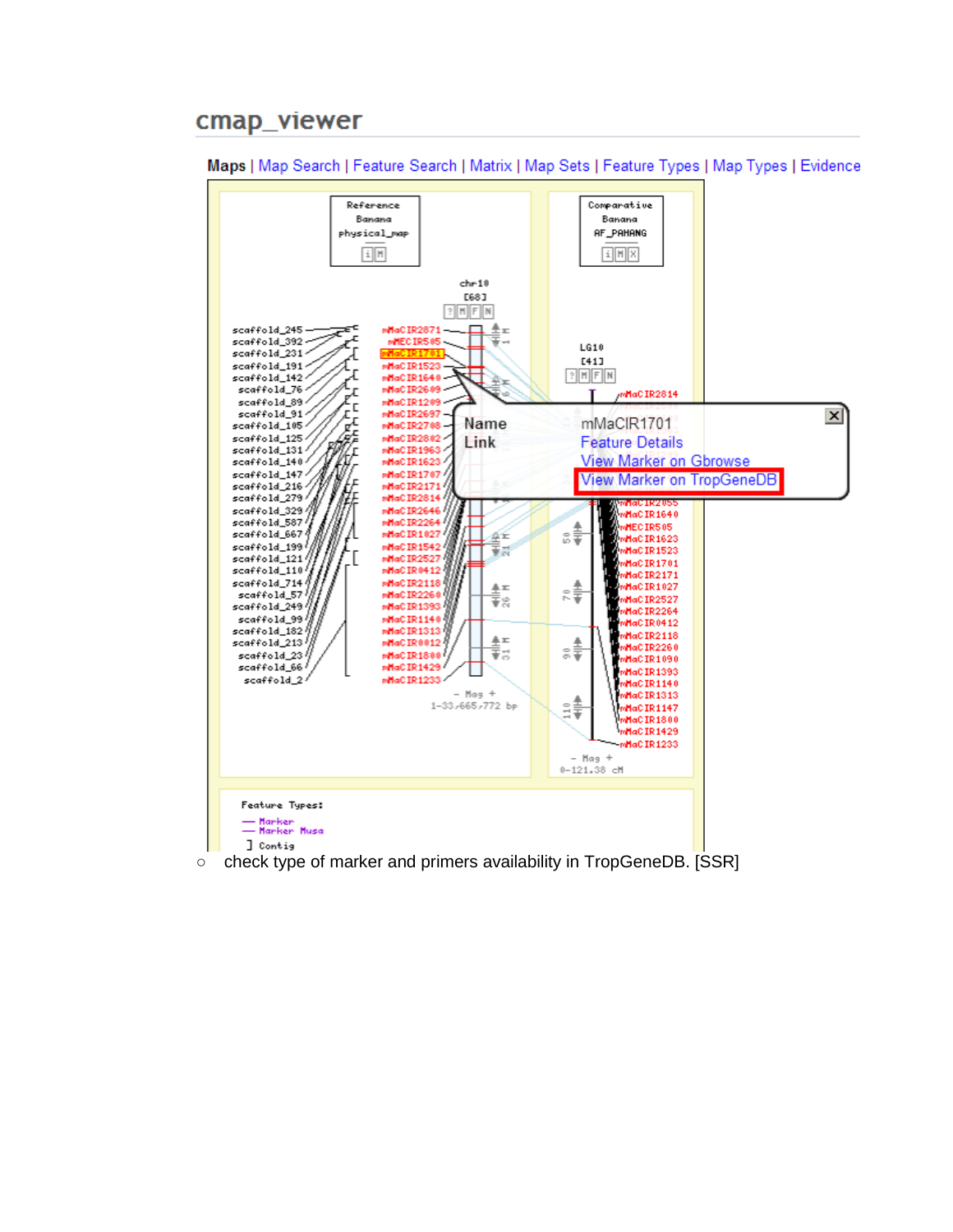## cmap_viewer

**Maps** | Map Search | Feature Search | Matrix | Map Sets | Feature Types | Map Types | Evidence

- check type of marker and primers availability in TropGeneDB. [SSR]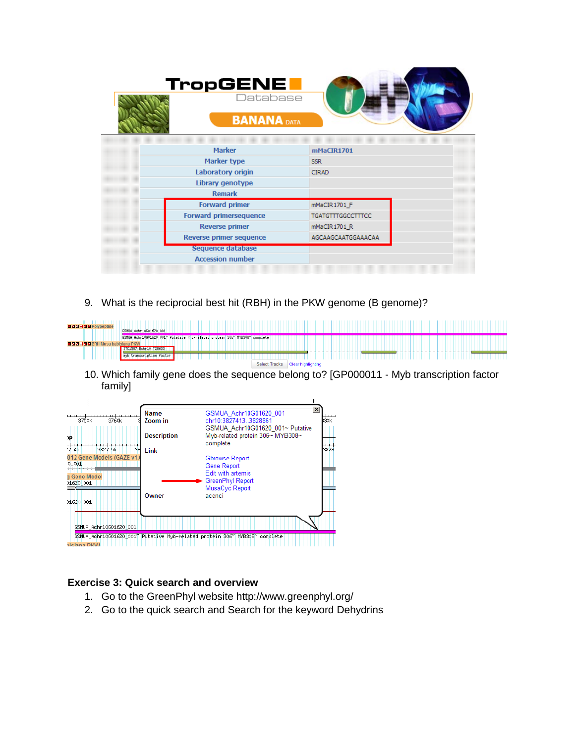| Marker | mMaCIR1701 |
|---|---|
| Marker type | SSR |
| Laboratory origin | CIRAD |
| Library genotype | |
| Remark | |
| Forward primer | mMaCIR1701_F |
| Forward primersequence | TGATGTTTGGCCTTTCC |
| Reverse primer | mMaCIR1701_R |
| Reverse primer sequence | AGCAAGCAATGGAAACAA |
| Sequence database | |
| Accession number | |

9. What is the reciprocial best hit (RBH) in the PKW genome (B genome)?

10. Which family gene does the sequence belong to? [GP000011 - Myb transcription factor family]

## Exercise 3: Quick search and overview

1. Go to the GreenPhyl website http://www.greenphyl.org/
2. Go to the quick search and Search for the keyword Dehydrins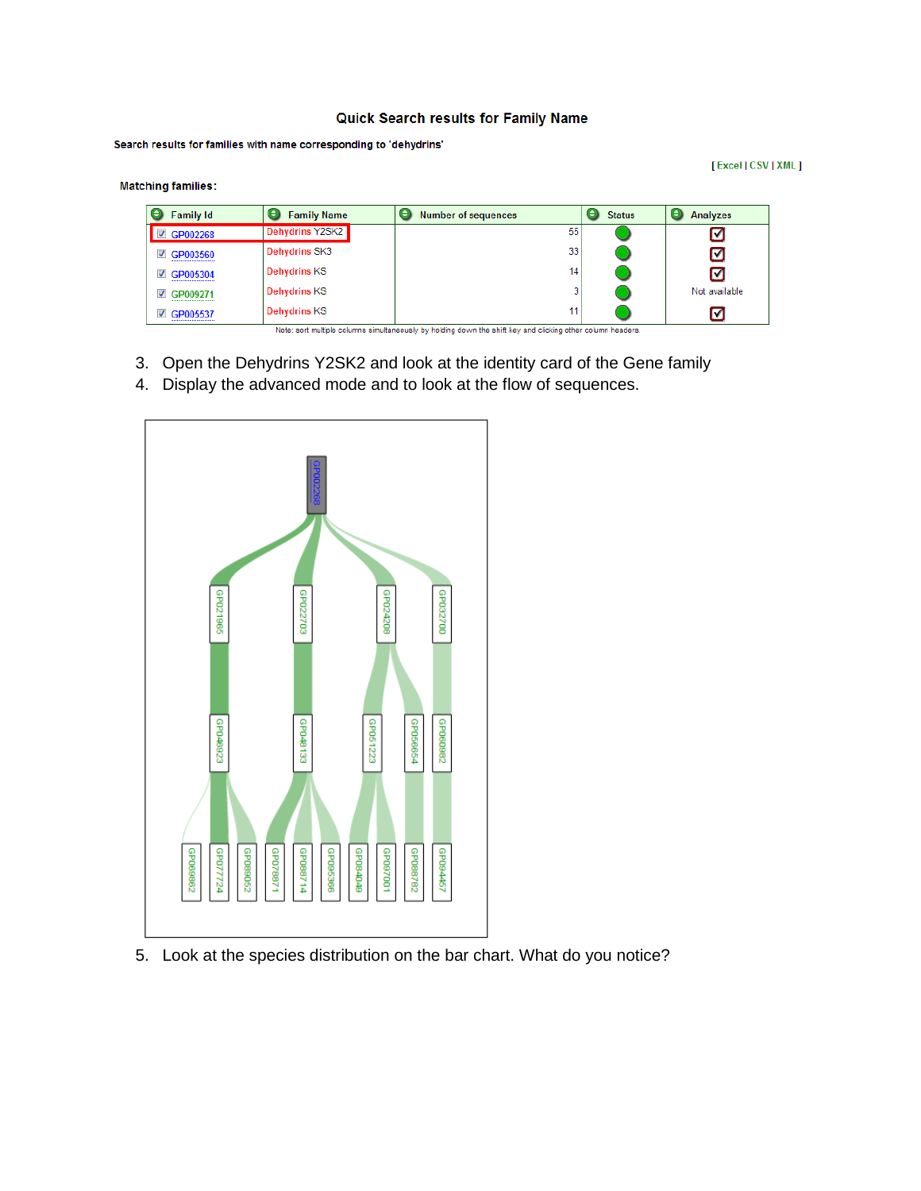### Quick Search results for Family Name

Search results for families with name corresponding to 'dehydrins'

[ Excel | CSV | XML ]

Matching families:

| Family Id | Family Name | Number of sequences | Status | Analyzes |
|---|---|---|---|---|
| GP002268 | Dehydrins Y2SK2 | 55 | | ☑ |
| GP003560 | Dehydrins SK3 | 33 | | ☑ |
| GP005304 | Dehydrins KS | 14 | | ☑ |
| GP009271 | Dehydrins KS | 3 | | Not available |
| GP005537 | Dehydrins KS | 11 | | ☑ |

Note: sort multiple columns simultaneously by holding down the shift key and clicking other column headers.

3. Open the Dehydrins Y2SK2 and look at the identity card of the Gene family
4. Display the advanced mode and to look at the flow of sequences.

5. Look at the species distribution on the bar chart. What do you notice?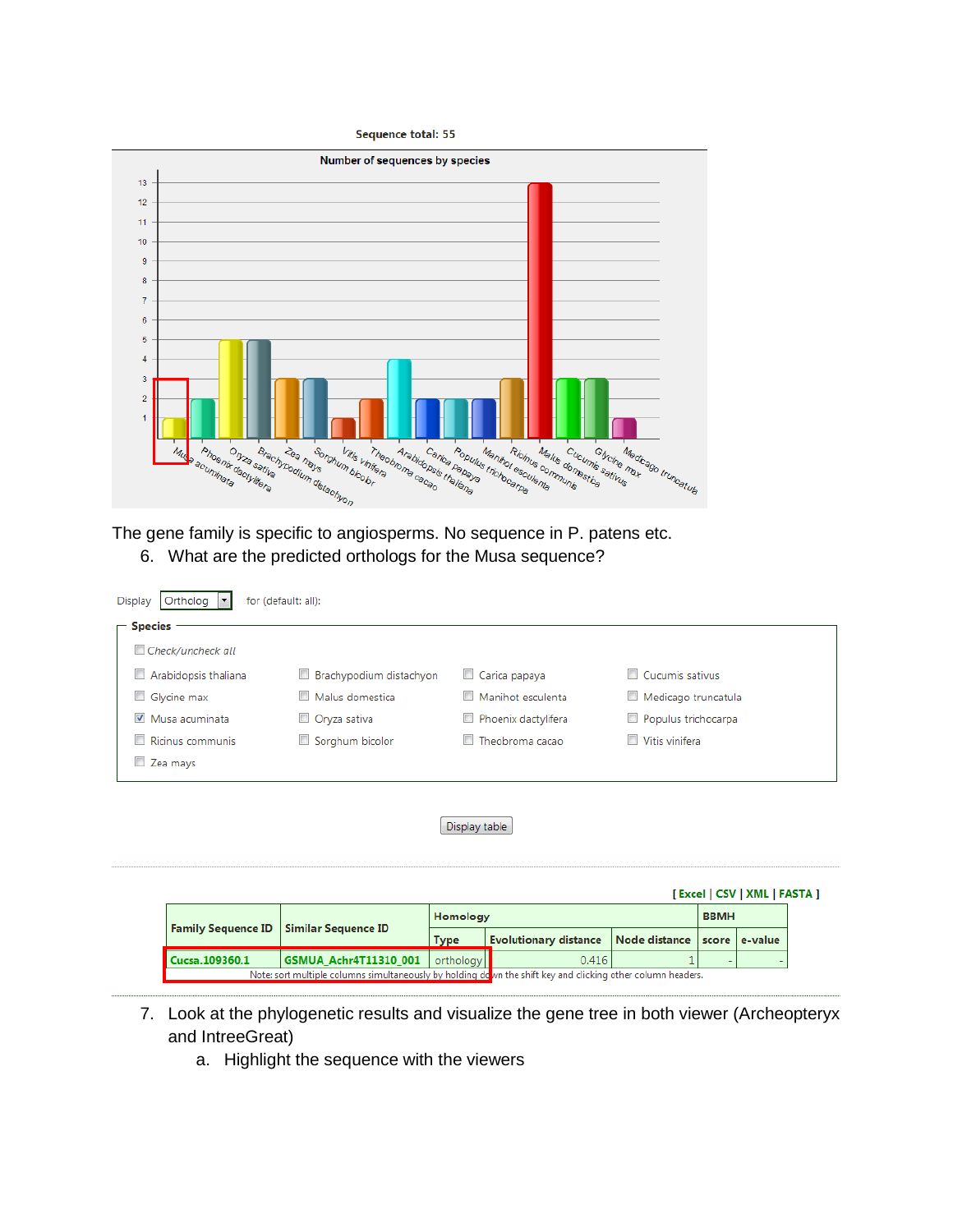Sequence total: 55

Number of sequences by species

The gene family is specific to angiosperms. No sequence in P. patens etc.

6. What are the predicted orthologs for the Musa sequence?

Display Ortholog for (default: all):

**Species**

- [ ] Check/uncheck all
- [ ] Arabidopsis thaliana
- [ ] Brachypodium distachyon
- [ ] Carica papaya
- [ ] Cucumis sativus
- [ ] Glycine max
- [ ] Malus domestica
- [ ] Manihot esculenta
- [ ] Medicago truncatula
- [x] Musa acuminata
- [ ] Oryza sativa
- [ ] Phoenix dactylifera
- [ ] Populus trichocarpa
- [ ] Ricinus communis
- [ ] Sorghum bicolor
- [ ] Theobroma cacao
- [ ] Vitis vinifera
- [ ] Zea mays

Display table

[ Excel | CSV | XML | FASTA ]

| Family Sequence ID | Similar Sequence ID | Homology | | | BBMH | |
|---|---|---|---|---|---|---|
| | | Type | Evolutionary distance | Node distance | score | e-value |
| Cucsa.109360.1 | GSMUA_Achr4T11310_001 | orthology | 0.416 | 1 | - | - |

Note: sort multiple columns simultaneously by holding down the shift key and clicking other column headers.

7. Look at the phylogenetic results and visualize the gene tree in both viewer (Archeopteryx and IntreeGreat)
    a. Highlight the sequence with the viewers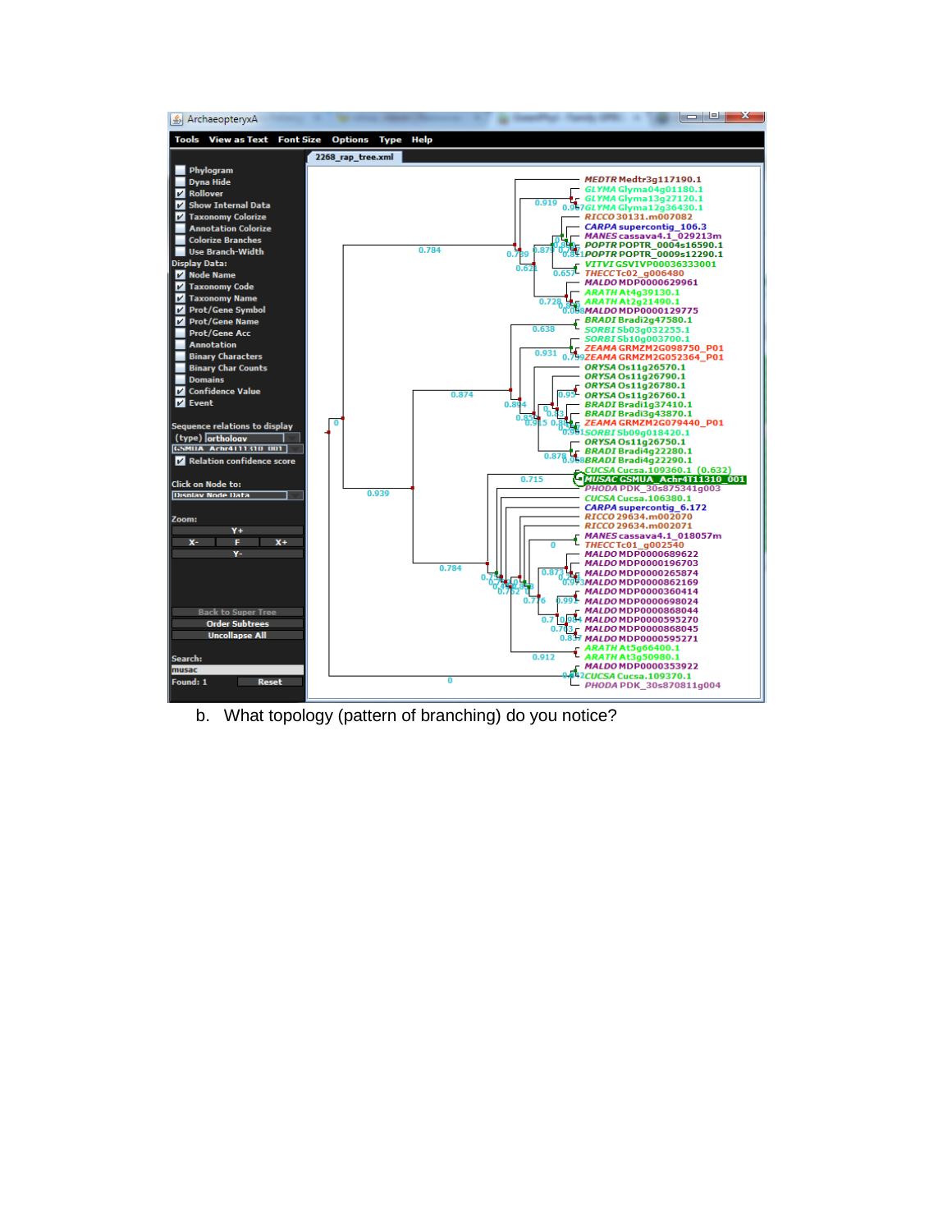b. What topology (pattern of branching) do you notice?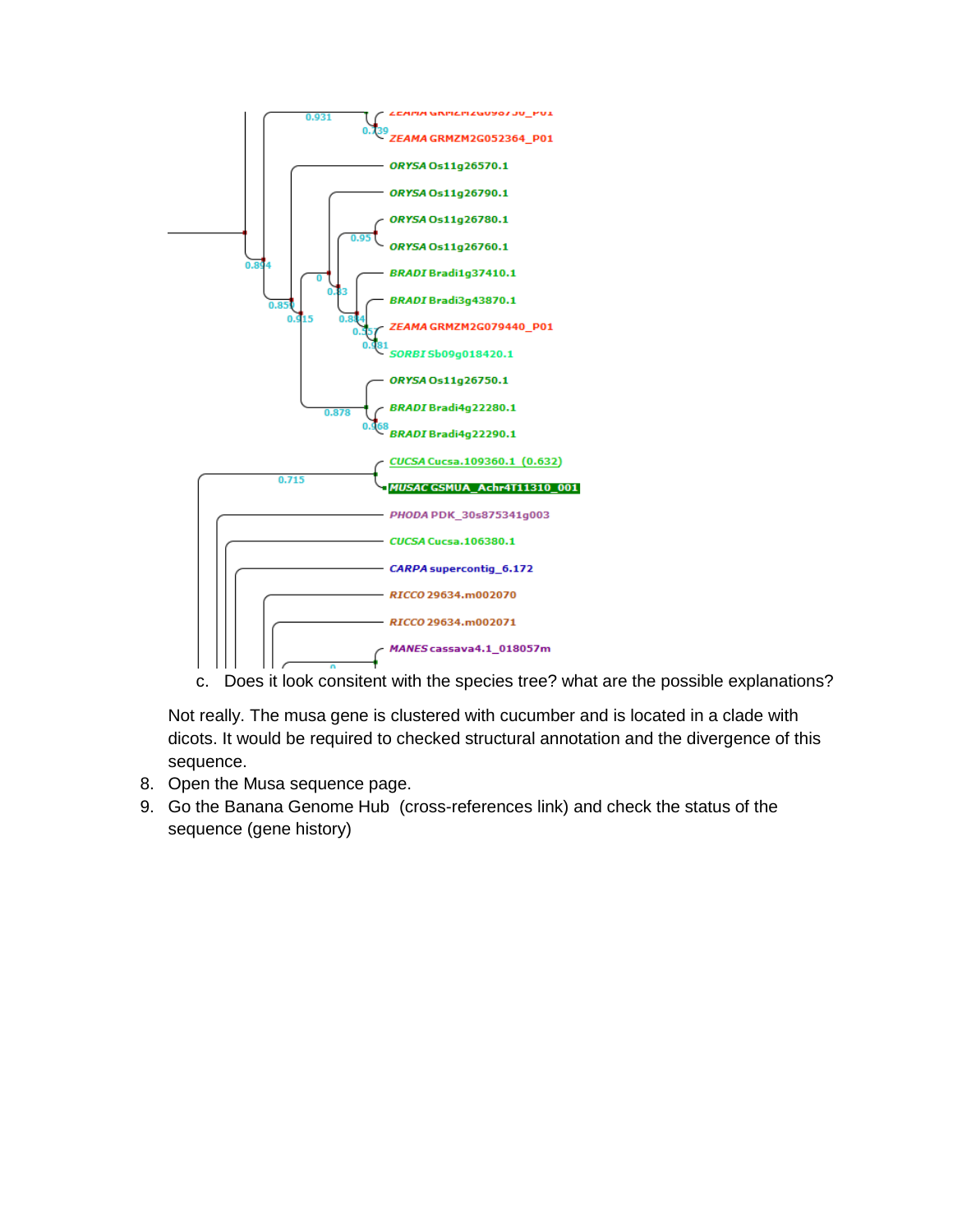c. Does it look consitent with the species tree? what are the possible explanations?

Not really. The musa gene is clustered with cucumber and is located in a clade with dicots. It would be required to checked structural annotation and the divergence of this sequence.

8. Open the Musa sequence page.
9. Go the Banana Genome Hub (cross-references link) and check the status of the sequence (gene history)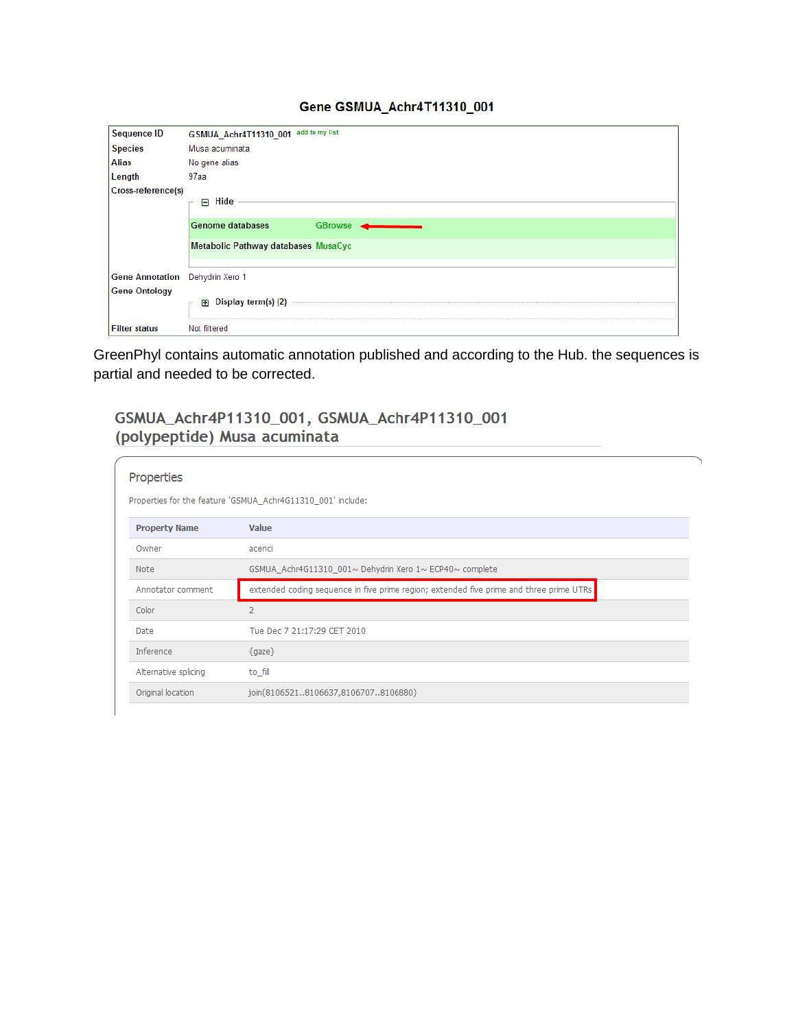### Gene GSMUA_Achr4T11310_001

| | |
|---|---|
| Sequence ID | GSMUA_Achr4T11310_001 add to my list |
| Species | Musa acuminata |
| Alias | No gene alias |
| Length | 97aa |
| Cross-reference(s) | Hide<br>Genome databases GBrowse<br>Metabolic Pathway databases MusaCyc |
| Gene Annotation | Dehydrin Xero 1 |
| Gene Ontology | Display term(s) (2) |
| Filter status | Not filtered |

GreenPhyl contains automatic annotation published and according to the Hub. the sequences is partial and needed to be corrected.

## GSMUA_Achr4P11310_001, GSMUA_Achr4P11310_001 (polypeptide) Musa acuminata

### Properties

Properties for the feature 'GSMUA_Achr4G11310_001' include:

| Property Name | Value |
|---|---|
| Owner | acenci |
| Note | GSMUA_Achr4G11310_001~ Dehydrin Xero 1~ ECP40~ complete |
| Annotator comment | extended coding sequence in five prime region; extended five prime and three prime UTRs |
| Color | 2 |
| Date | Tue Dec 7 21:17:29 CET 2010 |
| Inference | {gaze} |
| Alternative splicing | to_fill |
| Original location | join(8106521..8106637,8106707..8106880) |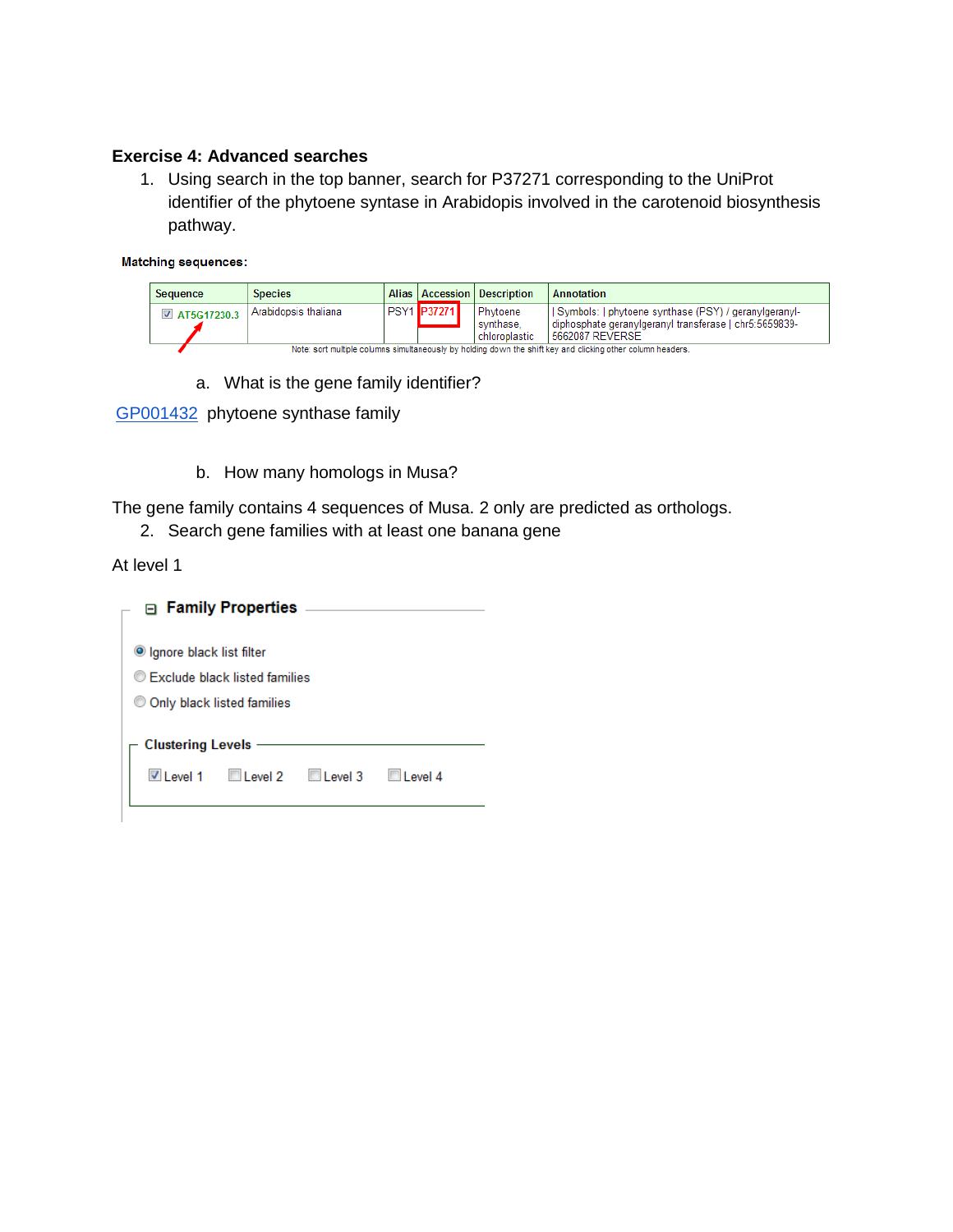### Exercise 4: Advanced searches

1. Using search in the top banner, search for P37271 corresponding to the UniProt identifier of the phytoene syntase in Arabidopsis involved in the carotenoid biosynthesis pathway.

**Matching sequences:**

| Sequence | Species | Alias | Accession | Description | Annotation |
|---|---|---|---|---|---|
| AT5G17230.3 | Arabidopsis thaliana | PSY1 | P37271 | Phytoene synthase, chloroplastic | \| Symbols: \| phytoene synthase (PSY) / geranylgeranyl-diphosphate geranylgeranyl transferase \| chr5:5659839-5662087 REVERSE |

Note: sort multiple columns simultaneously by holding down the shift key and clicking other column headers.

   a. What is the gene family identifier?

GP001432 phytoene synthase family

   b. How many homologs in Musa?

The gene family contains 4 sequences of Musa. 2 only are predicted as orthologs.

2. Search gene families with at least one banana gene

At level 1

**Family Properties**

- (selected) Ignore black list filter
- Exclude black listed families
- Only black listed families

**Clustering Levels**

- [x] Level 1
- [ ] Level 2
- [ ] Level 3
- [ ] Level 4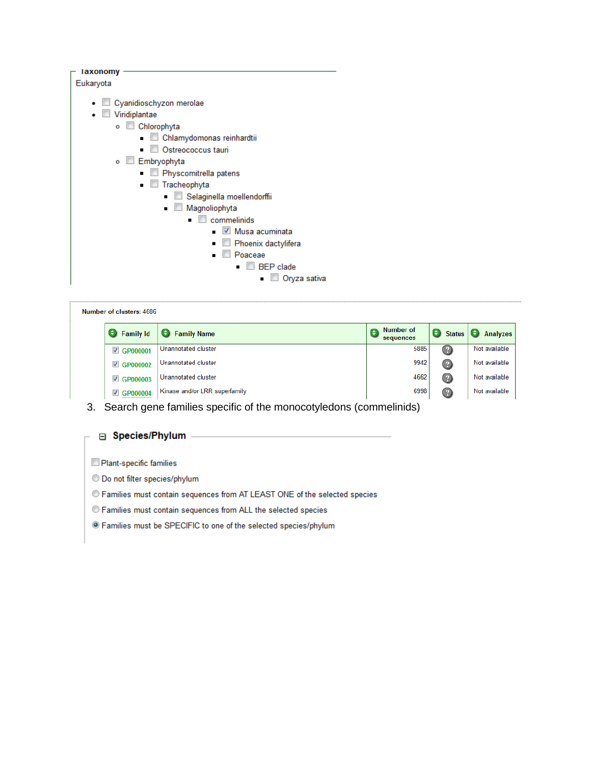Taxonomy

Eukaryota

- ☐ Cyanidioschyzon merolae
- ☐ Viridiplantae
  - ☐ Chlorophyta
    - ☐ Chlamydomonas reinhardtii
    - ☐ Ostreococcus tauri
  - ☐ Embryophyta
    - ☐ Physcomitrella patens
    - ☐ Tracheophyta
      - ☐ Selaginella moellendorffii
      - ☐ Magnoliophyta
        - ☐ commelinids
          - ☑ Musa acuminata
          - ☐ Phoenix dactylifera
          - ☐ Poaceae
            - ☐ BEP clade
              - ☐ Oryza sativa

**Number of clusters**: 4686

| Family Id | Family Name | Number of sequences | Status | Analyzes |
|---|---|---|---|---|
| ☑ GP000001 | Unannotated cluster | 5885 | ? | Not available |
| ☑ GP000002 | Unannotated cluster | 9942 | ? | Not available |
| ☑ GP000003 | Unannotated cluster | 4662 | ? | Not available |
| ☑ GP000004 | Kinase and/or LRR superfamily | 6998 | ? | Not available |

3. Search gene families specific of the monocotyledons (commelinids)

**Species/Phylum**

- ☐ Plant-specific families
- ○ Do not filter species/phylum
- ○ Families must contain sequences from AT LEAST ONE of the selected species
- ○ Families must contain sequences from ALL the selected species
- ◉ Families must be SPECIFIC to one of the selected species/phylum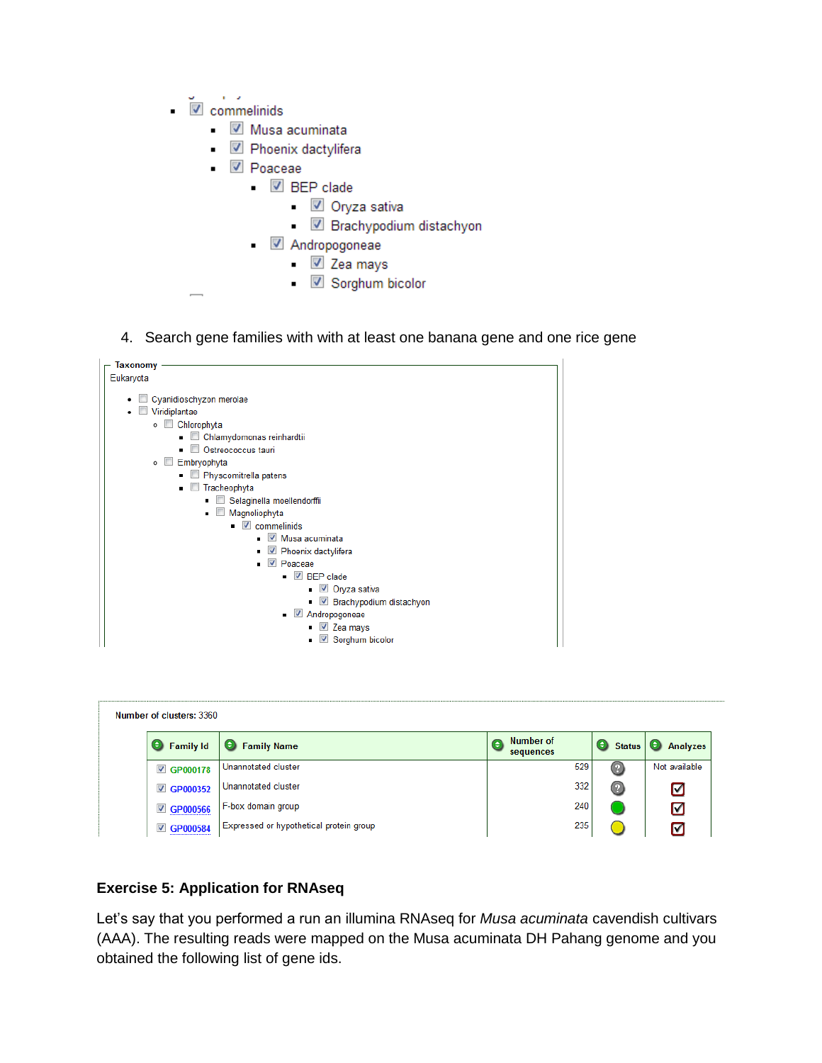- ☑ commelinids
  - ☑ Musa acuminata
  - ☑ Phoenix dactylifera
  - ☑ Poaceae
    - ☑ BEP clade
      - ☑ Oryza sativa
      - ☑ Brachypodium distachyon
    - ☑ Andropogoneae
      - ☑ Zea mays
      - ☑ Sorghum bicolor

4. Search gene families with with at least one banana gene and one rice gene

**Taxonomy**

Eukaryota

- ☐ Cyanidioschyzon merolae
- ☐ Viridiplantae
  - ☐ Chlorophyta
    - ☐ Chlamydomonas reinhardtii
    - ☐ Ostreococcus tauri
  - ☐ Embryophyta
    - ☐ Physcomitrella patens
    - ☐ Tracheophyta
      - ☐ Selaginella moellendorffii
      - ☐ Magnoliophyta
        - ☑ commelinids
          - ☑ Musa acuminata
          - ☑ Phoenix dactylifera
          - ☑ Poaceae
            - ☑ BEP clade
              - ☑ Oryza sativa
              - ☑ Brachypodium distachyon
            - ☑ Andropogoneae
              - ☑ Zea mays
              - ☑ Sorghum bicolor

**Number of clusters:** 3360

| Family Id | Family Name | Number of sequences | Status | Analyzes |
|---|---|---|---|---|
| ☑ GP000178 | Unannotated cluster | 529 | ? | Not available |
| ☑ GP000352 | Unannotated cluster | 332 | ? | ☑ |
| ☑ GP000566 | F-box domain group | 240 | (green) | ☑ |
| ☑ GP000584 | Expressed or hypothetical protein group | 235 | (yellow) | ☑ |

### Exercise 5: Application for RNAseq

Let's say that you performed a run an illumina RNAseq for *Musa acuminata* cavendish cultivars (AAA). The resulting reads were mapped on the Musa acuminata DH Pahang genome and you obtained the following list of gene ids.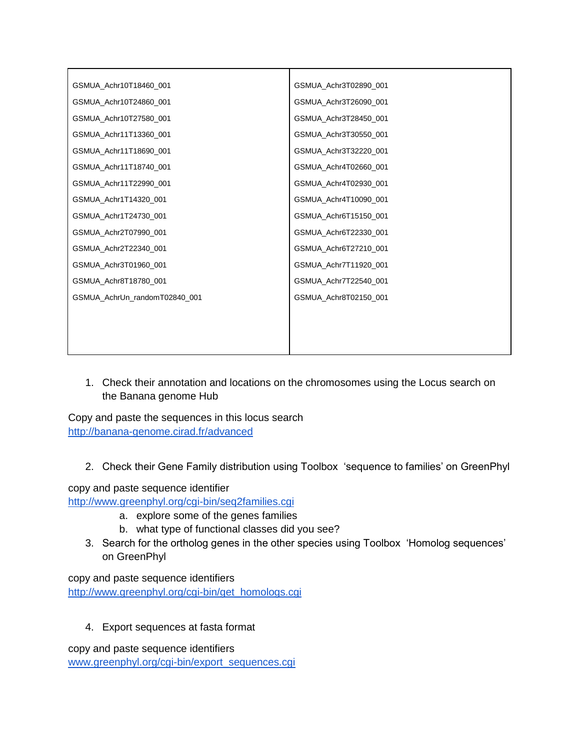| | |
|---|---|
| GSMUA_Achr10T18460_001 | GSMUA_Achr3T02890_001 |
| GSMUA_Achr10T24860_001 | GSMUA_Achr3T26090_001 |
| GSMUA_Achr10T27580_001 | GSMUA_Achr3T28450_001 |
| GSMUA_Achr11T13360_001 | GSMUA_Achr3T30550_001 |
| GSMUA_Achr11T18690_001 | GSMUA_Achr3T32220_001 |
| GSMUA_Achr11T18740_001 | GSMUA_Achr4T02660_001 |
| GSMUA_Achr11T22990_001 | GSMUA_Achr4T02930_001 |
| GSMUA_Achr1T14320_001 | GSMUA_Achr4T10090_001 |
| GSMUA_Achr1T24730_001 | GSMUA_Achr6T15150_001 |
| GSMUA_Achr2T07990_001 | GSMUA_Achr6T22330_001 |
| GSMUA_Achr2T22340_001 | GSMUA_Achr6T27210_001 |
| GSMUA_Achr3T01960_001 | GSMUA_Achr7T11920_001 |
| GSMUA_Achr8T18780_001 | GSMUA_Achr7T22540_001 |
| GSMUA_AchrUn_randomT02840_001 | GSMUA_Achr8T02150_001 |

1. Check their annotation and locations on the chromosomes using the Locus search on the Banana genome Hub

Copy and paste the sequences in this locus search
http://banana-genome.cirad.fr/advanced

2. Check their Gene Family distribution using Toolbox 'sequence to families' on GreenPhyl

copy and paste sequence identifier
http://www.greenphyl.org/cgi-bin/seq2families.cgi

   a. explore some of the genes families
   b. what type of functional classes did you see?

3. Search for the ortholog genes in the other species using Toolbox 'Homolog sequences' on GreenPhyl

copy and paste sequence identifiers
http://www.greenphyl.org/cgi-bin/get_homologs.cgi

4. Export sequences at fasta format

copy and paste sequence identifiers
www.greenphyl.org/cgi-bin/export_sequences.cgi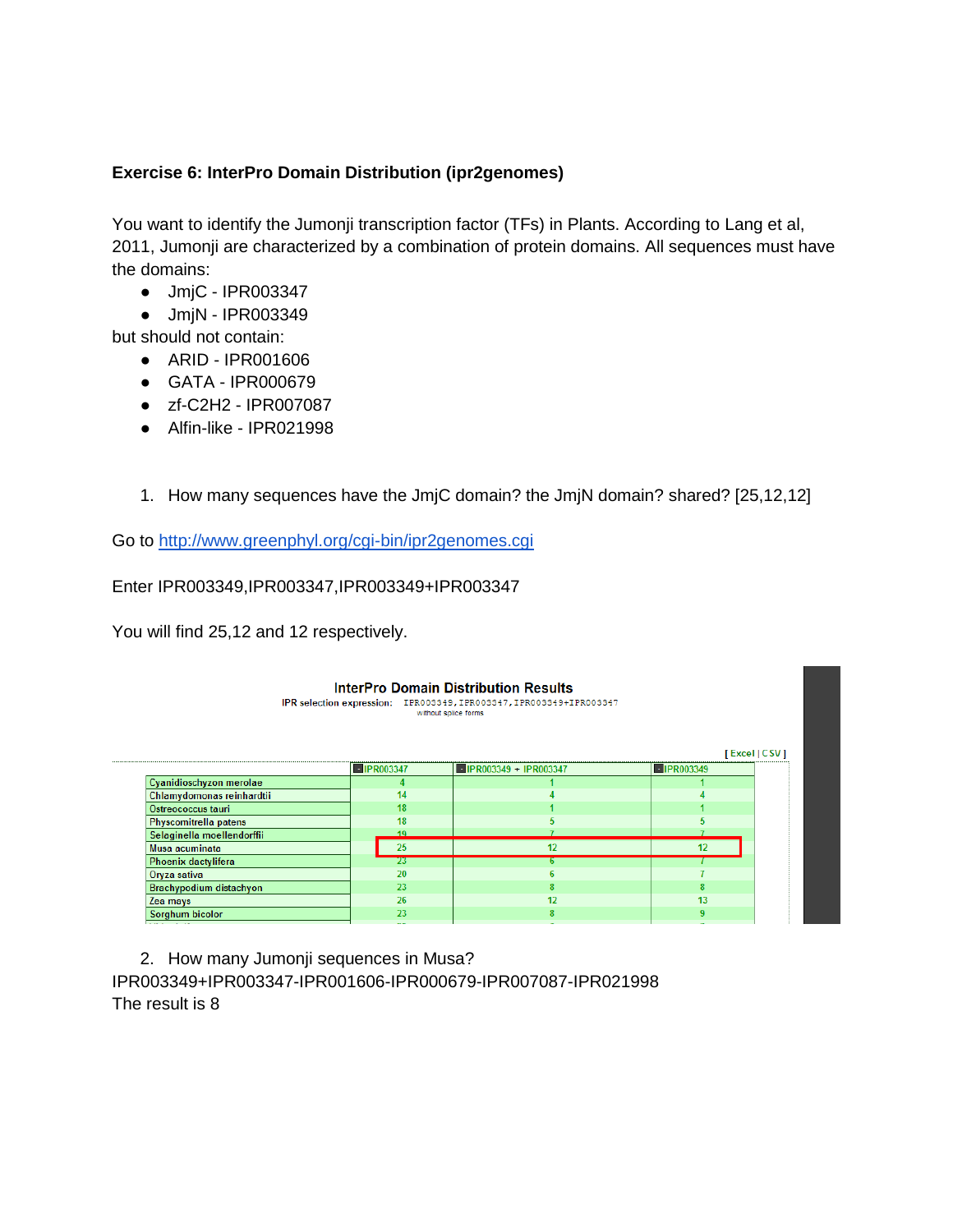**Exercise 6: InterPro Domain Distribution (ipr2genomes)**

You want to identify the Jumonji transcription factor (TFs) in Plants. According to Lang et al, 2011, Jumonji are characterized by a combination of protein domains. All sequences must have the domains:

- JmjC - IPR003347
- JmjN - IPR003349

but should not contain:

- ARID - IPR001606
- GATA - IPR000679
- zf-C2H2 - IPR007087
- Alfin-like - IPR021998

1. How many sequences have the JmjC domain? the JmjN domain? shared? [25,12,12]

Go to http://www.greenphyl.org/cgi-bin/ipr2genomes.cgi

Enter IPR003349,IPR003347,IPR003349+IPR003347

You will find 25,12 and 12 respectively.

**InterPro Domain Distribution Results**

IPR selection expression: IPR003349,IPR003347,IPR003349+IPR003347
without splice forms

[ Excel | CSV ]

| | IPR003347 | IPR003349 + IPR003347 | IPR003349 |
|---|---|---|---|
| Cyanidioschyzon merolae | 4 | 1 | 1 |
| Chlamydomonas reinhardtii | 14 | 4 | 4 |
| Ostreococcus tauri | 18 | 1 | 1 |
| Physcomitrella patens | 18 | 5 | 5 |
| Selaginella moellendorffii | 19 | 7 | 7 |
| Musa acuminata | 25 | 12 | 12 |
| Phoenix dactylifera | 23 | 6 | 7 |
| Oryza sativa | 20 | 6 | 7 |
| Brachypodium distachyon | 23 | 8 | 8 |
| Zea mays | 26 | 12 | 13 |
| Sorghum bicolor | 23 | 8 | 9 |

2. How many Jumonji sequences in Musa?

IPR003349+IPR003347-IPR001606-IPR000679-IPR007087-IPR021998

The result is 8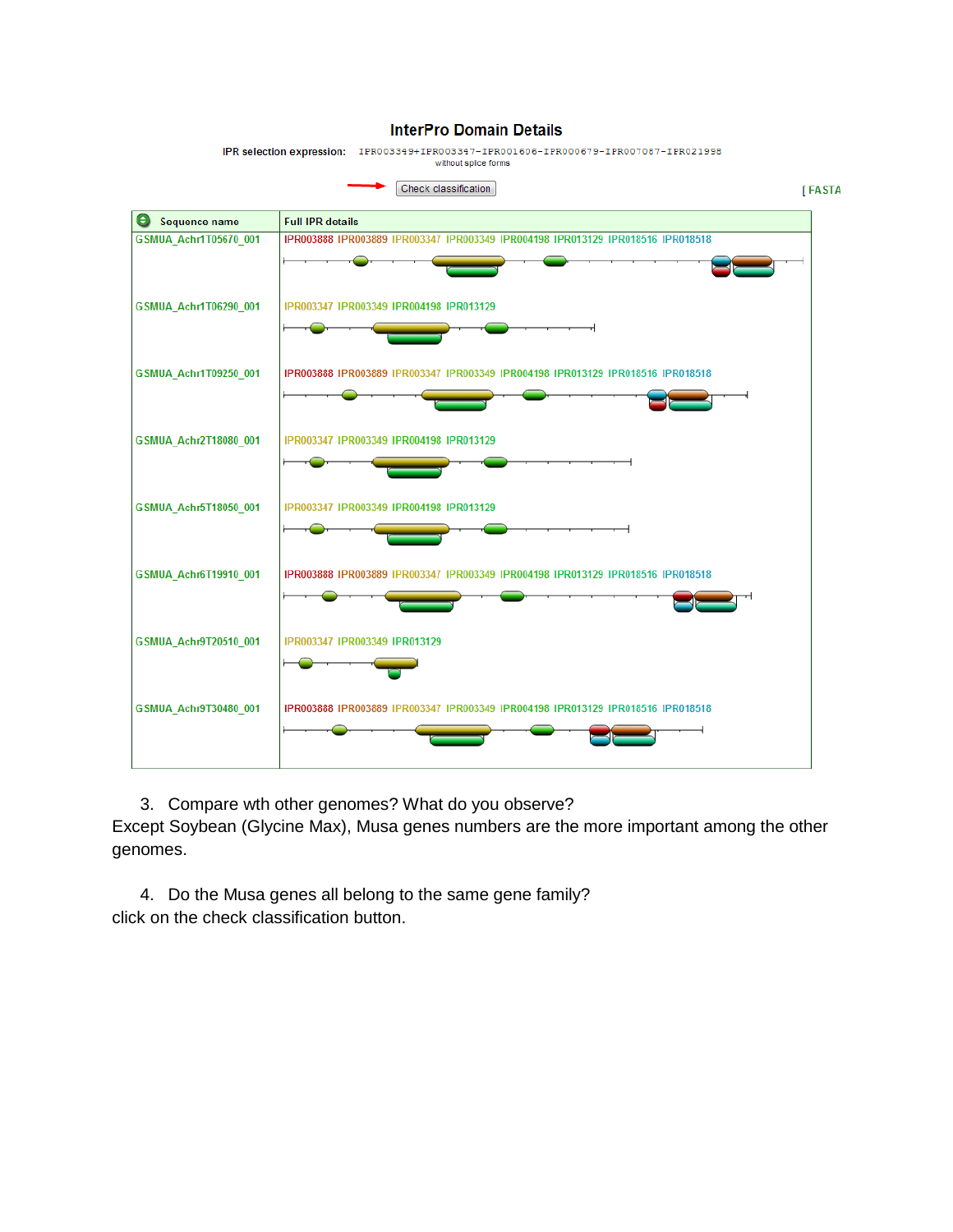## InterPro Domain Details

IPR selection expression: IPR003349+IPR003347-IPR001606-IPR000679-IPR007087-IPR021998
without splice forms

Check classification

[ FASTA

| Sequence name | Full IPR details |
|---|---|
| GSMUA_Achr1T05670_001 | IPR003888 IPR003889 IPR003347 IPR003349 IPR004198 IPR013129 IPR018516 IPR018518 |
| GSMUA_Achr1T06290_001 | IPR003347 IPR003349 IPR004198 IPR013129 |
| GSMUA_Achr1T09250_001 | IPR003888 IPR003889 IPR003347 IPR003349 IPR004198 IPR013129 IPR018516 IPR018518 |
| GSMUA_Achr2T18080_001 | IPR003347 IPR003349 IPR004198 IPR013129 |
| GSMUA_Achr5T18050_001 | IPR003347 IPR003349 IPR004198 IPR013129 |
| GSMUA_Achr6T19910_001 | IPR003888 IPR003889 IPR003347 IPR003349 IPR004198 IPR013129 IPR018516 IPR018518 |
| GSMUA_Achr9T20510_001 | IPR003347 IPR003349 IPR013129 |
| GSMUA_Achr9T30480_001 | IPR003888 IPR003889 IPR003347 IPR003349 IPR004198 IPR013129 IPR018516 IPR018518 |

3. Compare wth other genomes? What do you observe?

Except Soybean (Glycine Max), Musa genes numbers are the more important among the other genomes.

4. Do the Musa genes all belong to the same gene family?

click on the check classification button.